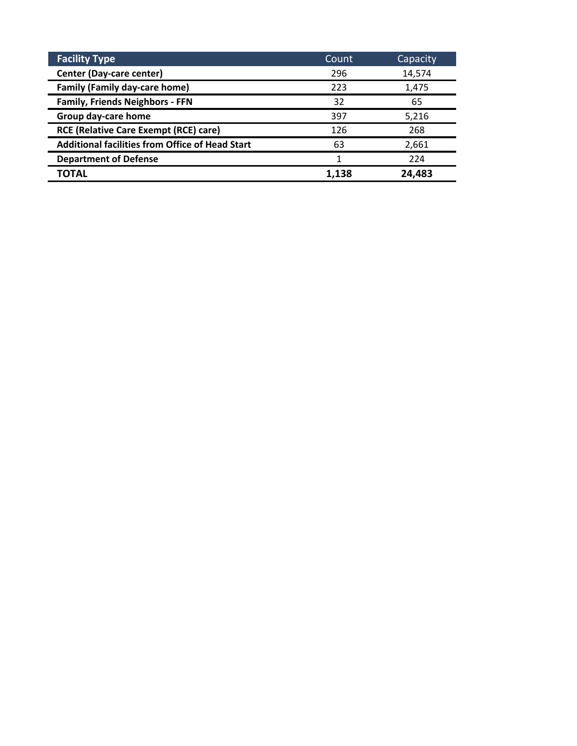| Facility Type | Count | Capacity |
| --- | --- | --- |
| **Center (Day-care center)** | 296 | 14,574 |
| **Family (Family day-care home)** | 223 | 1,475 |
| **Family, Friends Neighbors - FFN** | 32 | 65 |
| **Group day-care home** | 397 | 5,216 |
| **RCE (Relative Care Exempt (RCE) care)** | 126 | 268 |
| **Additional facilities from Office of Head Start** | 63 | 2,661 |
| **Department of Defense** | 1 | 224 |
| **TOTAL** | **1,138** | **24,483** |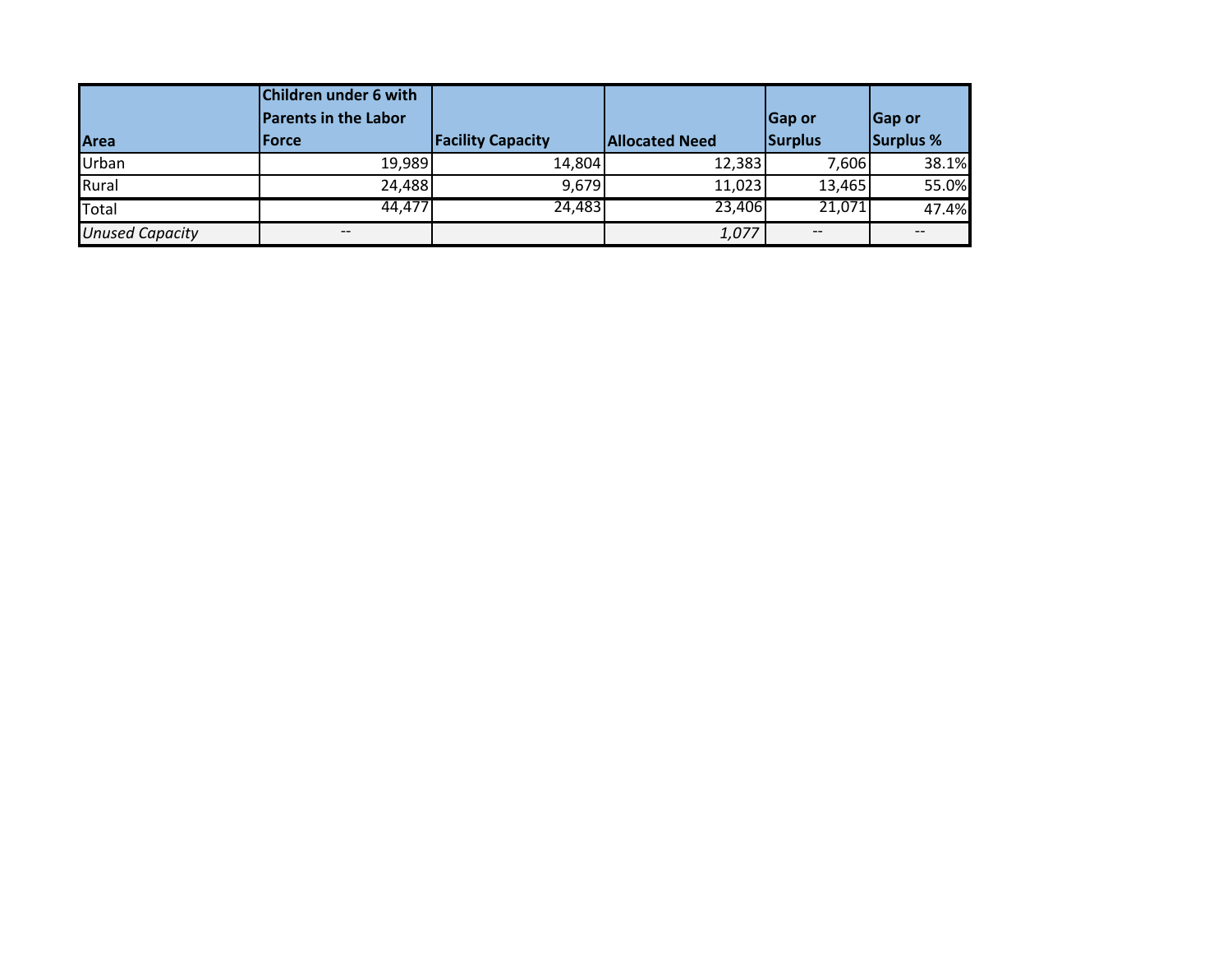| Area | Children under 6 with Parents in the Labor Force | Facility Capacity | Allocated Need | Gap or Surplus | Gap or Surplus % |
|---|---|---|---|---|---|
| Urban | 19,989 | 14,804 | 12,383 | 7,606 | 38.1% |
| Rural | 24,488 | 9,679 | 11,023 | 13,465 | 55.0% |
| Total | 44,477 | 24,483 | 23,406 | 21,071 | 47.4% |
| *Unused Capacity* | -- | | *1,077* | -- | -- |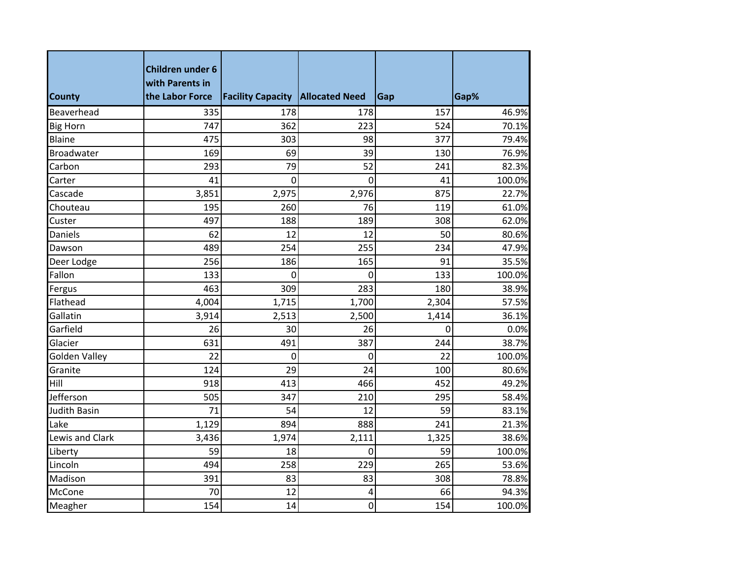| County | Children under 6 with Parents in the Labor Force | Facility Capacity | Allocated Need | Gap | Gap% |
|---|---|---|---|---|---|
| Beaverhead | 335 | 178 | 178 | 157 | 46.9% |
| Big Horn | 747 | 362 | 223 | 524 | 70.1% |
| Blaine | 475 | 303 | 98 | 377 | 79.4% |
| Broadwater | 169 | 69 | 39 | 130 | 76.9% |
| Carbon | 293 | 79 | 52 | 241 | 82.3% |
| Carter | 41 | 0 | 0 | 41 | 100.0% |
| Cascade | 3,851 | 2,975 | 2,976 | 875 | 22.7% |
| Chouteau | 195 | 260 | 76 | 119 | 61.0% |
| Custer | 497 | 188 | 189 | 308 | 62.0% |
| Daniels | 62 | 12 | 12 | 50 | 80.6% |
| Dawson | 489 | 254 | 255 | 234 | 47.9% |
| Deer Lodge | 256 | 186 | 165 | 91 | 35.5% |
| Fallon | 133 | 0 | 0 | 133 | 100.0% |
| Fergus | 463 | 309 | 283 | 180 | 38.9% |
| Flathead | 4,004 | 1,715 | 1,700 | 2,304 | 57.5% |
| Gallatin | 3,914 | 2,513 | 2,500 | 1,414 | 36.1% |
| Garfield | 26 | 30 | 26 | 0 | 0.0% |
| Glacier | 631 | 491 | 387 | 244 | 38.7% |
| Golden Valley | 22 | 0 | 0 | 22 | 100.0% |
| Granite | 124 | 29 | 24 | 100 | 80.6% |
| Hill | 918 | 413 | 466 | 452 | 49.2% |
| Jefferson | 505 | 347 | 210 | 295 | 58.4% |
| Judith Basin | 71 | 54 | 12 | 59 | 83.1% |
| Lake | 1,129 | 894 | 888 | 241 | 21.3% |
| Lewis and Clark | 3,436 | 1,974 | 2,111 | 1,325 | 38.6% |
| Liberty | 59 | 18 | 0 | 59 | 100.0% |
| Lincoln | 494 | 258 | 229 | 265 | 53.6% |
| Madison | 391 | 83 | 83 | 308 | 78.8% |
| McCone | 70 | 12 | 4 | 66 | 94.3% |
| Meagher | 154 | 14 | 0 | 154 | 100.0% |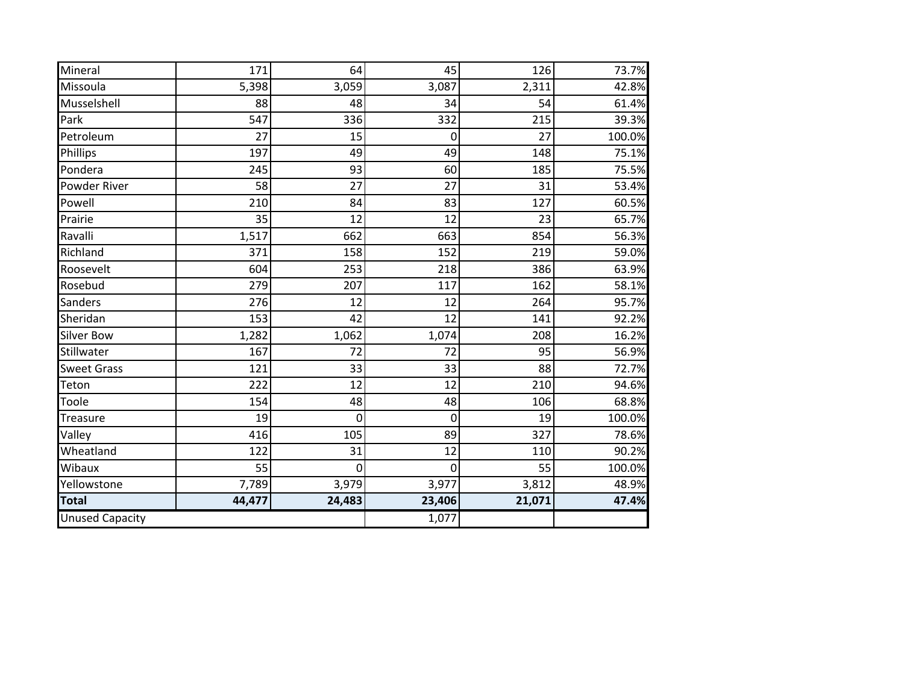| | | | | | |
|---|---|---|---|---|---|
| Mineral | 171 | 64 | 45 | 126 | 73.7% |
| Missoula | 5,398 | 3,059 | 3,087 | 2,311 | 42.8% |
| Musselshell | 88 | 48 | 34 | 54 | 61.4% |
| Park | 547 | 336 | 332 | 215 | 39.3% |
| Petroleum | 27 | 15 | 0 | 27 | 100.0% |
| Phillips | 197 | 49 | 49 | 148 | 75.1% |
| Pondera | 245 | 93 | 60 | 185 | 75.5% |
| Powder River | 58 | 27 | 27 | 31 | 53.4% |
| Powell | 210 | 84 | 83 | 127 | 60.5% |
| Prairie | 35 | 12 | 12 | 23 | 65.7% |
| Ravalli | 1,517 | 662 | 663 | 854 | 56.3% |
| Richland | 371 | 158 | 152 | 219 | 59.0% |
| Roosevelt | 604 | 253 | 218 | 386 | 63.9% |
| Rosebud | 279 | 207 | 117 | 162 | 58.1% |
| Sanders | 276 | 12 | 12 | 264 | 95.7% |
| Sheridan | 153 | 42 | 12 | 141 | 92.2% |
| Silver Bow | 1,282 | 1,062 | 1,074 | 208 | 16.2% |
| Stillwater | 167 | 72 | 72 | 95 | 56.9% |
| Sweet Grass | 121 | 33 | 33 | 88 | 72.7% |
| Teton | 222 | 12 | 12 | 210 | 94.6% |
| Toole | 154 | 48 | 48 | 106 | 68.8% |
| Treasure | 19 | 0 | 0 | 19 | 100.0% |
| Valley | 416 | 105 | 89 | 327 | 78.6% |
| Wheatland | 122 | 31 | 12 | 110 | 90.2% |
| Wibaux | 55 | 0 | 0 | 55 | 100.0% |
| Yellowstone | 7,789 | 3,979 | 3,977 | 3,812 | 48.9% |
| **Total** | **44,477** | **24,483** | **23,406** | **21,071** | **47.4%** |
| Unused Capacity | | | 1,077 | | |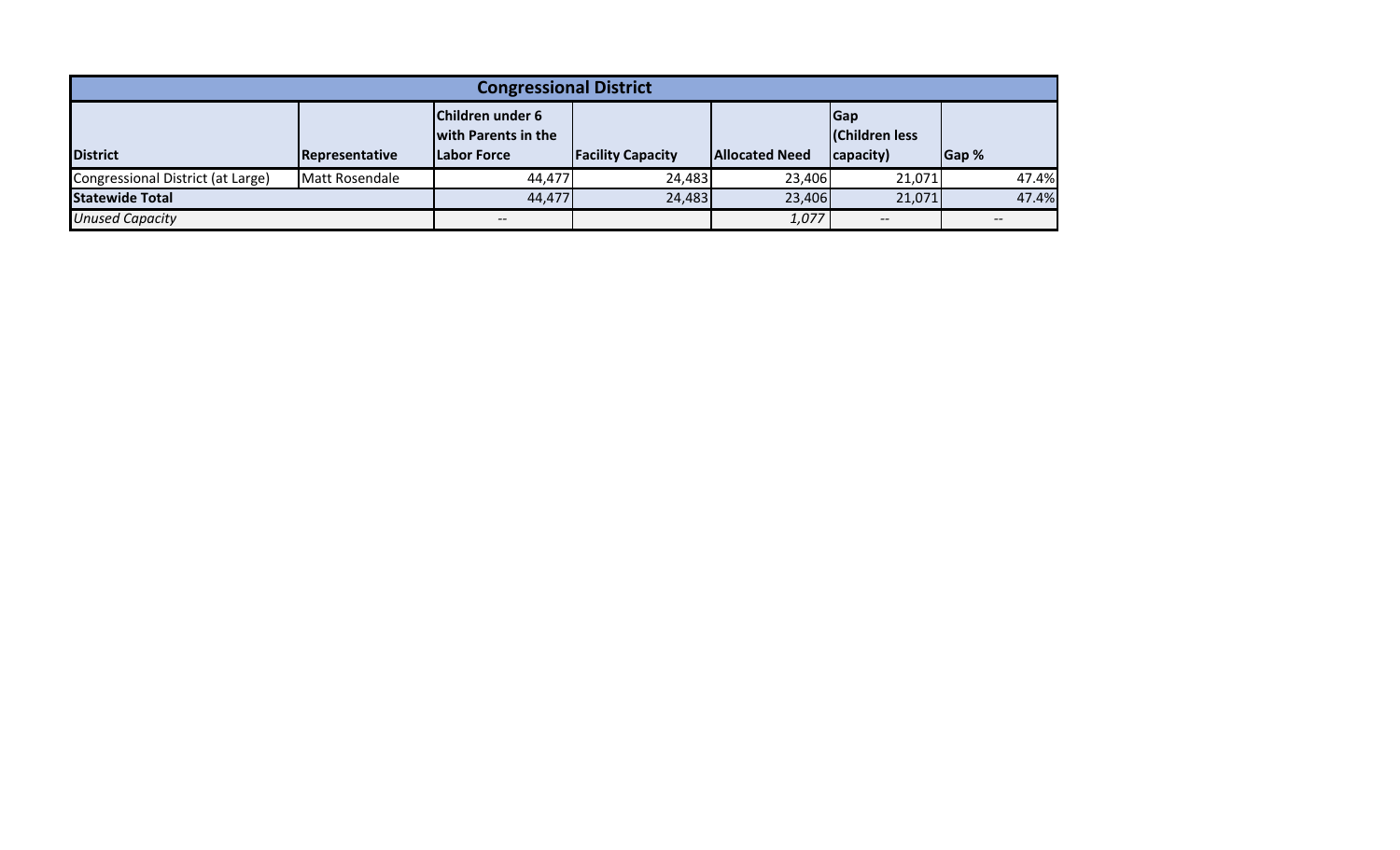| Congressional District | | | | | | |
|---|---|---|---|---|---|---|
| **District** | **Representative** | **Children under 6 with Parents in the Labor Force** | **Facility Capacity** | **Allocated Need** | **Gap (Children less capacity)** | **Gap %** |
| Congressional District (at Large) | Matt Rosendale | 44,477 | 24,483 | 23,406 | 21,071 | 47.4% |
| **Statewide Total** | | 44,477 | 24,483 | 23,406 | 21,071 | 47.4% |
| *Unused Capacity* | | -- | | *1,077* | -- | -- |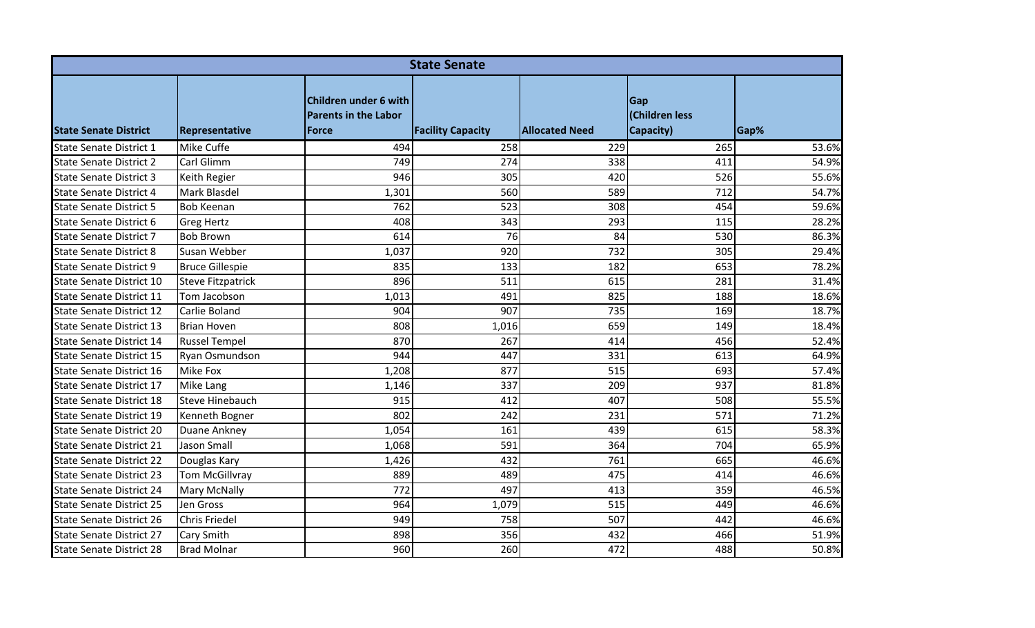| State Senate | | | | | | |
|---|---|---|---|---|---|---|
| **State Senate District** | **Representative** | **Children under 6 with Parents in the Labor Force** | **Facility Capacity** | **Allocated Need** | **Gap (Children less Capacity)** | **Gap%** |
| State Senate District 1 | Mike Cuffe | 494 | 258 | 229 | 265 | 53.6% |
| State Senate District 2 | Carl Glimm | 749 | 274 | 338 | 411 | 54.9% |
| State Senate District 3 | Keith Regier | 946 | 305 | 420 | 526 | 55.6% |
| State Senate District 4 | Mark Blasdel | 1,301 | 560 | 589 | 712 | 54.7% |
| State Senate District 5 | Bob Keenan | 762 | 523 | 308 | 454 | 59.6% |
| State Senate District 6 | Greg Hertz | 408 | 343 | 293 | 115 | 28.2% |
| State Senate District 7 | Bob Brown | 614 | 76 | 84 | 530 | 86.3% |
| State Senate District 8 | Susan Webber | 1,037 | 920 | 732 | 305 | 29.4% |
| State Senate District 9 | Bruce Gillespie | 835 | 133 | 182 | 653 | 78.2% |
| State Senate District 10 | Steve Fitzpatrick | 896 | 511 | 615 | 281 | 31.4% |
| State Senate District 11 | Tom Jacobson | 1,013 | 491 | 825 | 188 | 18.6% |
| State Senate District 12 | Carlie Boland | 904 | 907 | 735 | 169 | 18.7% |
| State Senate District 13 | Brian Hoven | 808 | 1,016 | 659 | 149 | 18.4% |
| State Senate District 14 | Russel Tempel | 870 | 267 | 414 | 456 | 52.4% |
| State Senate District 15 | Ryan Osmundson | 944 | 447 | 331 | 613 | 64.9% |
| State Senate District 16 | Mike Fox | 1,208 | 877 | 515 | 693 | 57.4% |
| State Senate District 17 | Mike Lang | 1,146 | 337 | 209 | 937 | 81.8% |
| State Senate District 18 | Steve Hinebauch | 915 | 412 | 407 | 508 | 55.5% |
| State Senate District 19 | Kenneth Bogner | 802 | 242 | 231 | 571 | 71.2% |
| State Senate District 20 | Duane Ankney | 1,054 | 161 | 439 | 615 | 58.3% |
| State Senate District 21 | Jason Small | 1,068 | 591 | 364 | 704 | 65.9% |
| State Senate District 22 | Douglas Kary | 1,426 | 432 | 761 | 665 | 46.6% |
| State Senate District 23 | Tom McGillvray | 889 | 489 | 475 | 414 | 46.6% |
| State Senate District 24 | Mary McNally | 772 | 497 | 413 | 359 | 46.5% |
| State Senate District 25 | Jen Gross | 964 | 1,079 | 515 | 449 | 46.6% |
| State Senate District 26 | Chris Friedel | 949 | 758 | 507 | 442 | 46.6% |
| State Senate District 27 | Cary Smith | 898 | 356 | 432 | 466 | 51.9% |
| State Senate District 28 | Brad Molnar | 960 | 260 | 472 | 488 | 50.8% |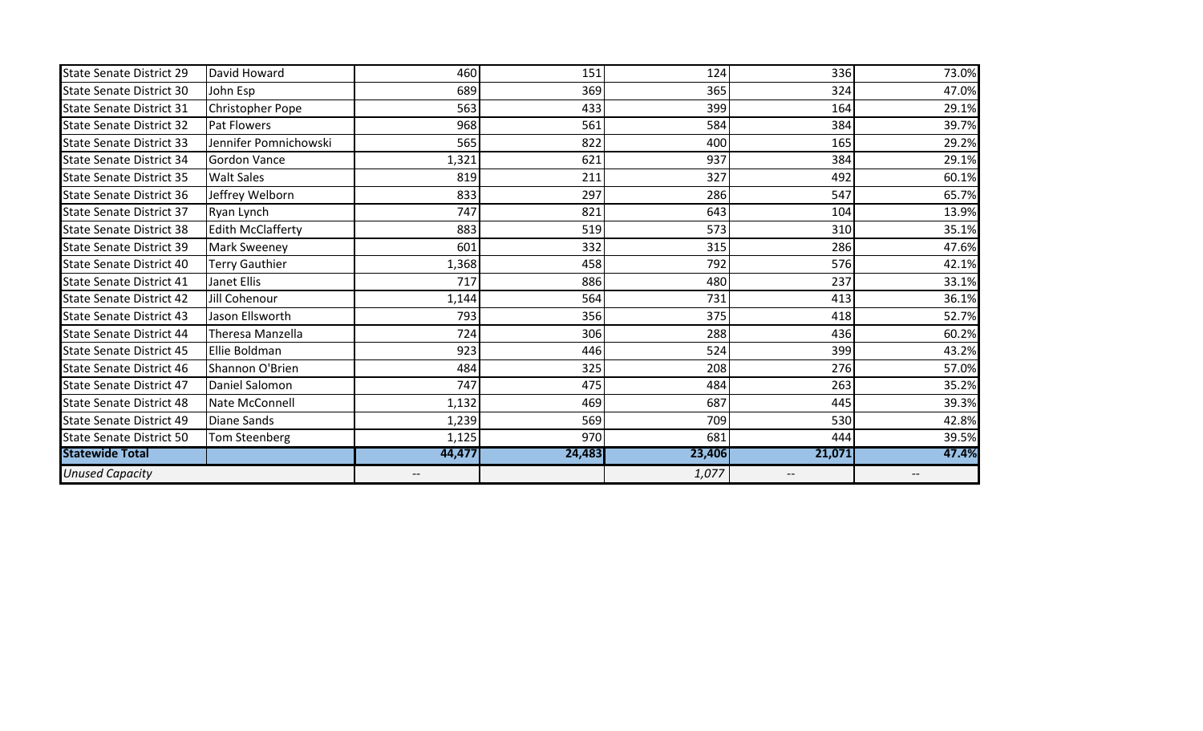| | | | | | | |
|---|---|---|---|---|---|---|
| State Senate District 29 | David Howard | 460 | 151 | 124 | 336 | 73.0% |
| State Senate District 30 | John Esp | 689 | 369 | 365 | 324 | 47.0% |
| State Senate District 31 | Christopher Pope | 563 | 433 | 399 | 164 | 29.1% |
| State Senate District 32 | Pat Flowers | 968 | 561 | 584 | 384 | 39.7% |
| State Senate District 33 | Jennifer Pomnichowski | 565 | 822 | 400 | 165 | 29.2% |
| State Senate District 34 | Gordon Vance | 1,321 | 621 | 937 | 384 | 29.1% |
| State Senate District 35 | Walt Sales | 819 | 211 | 327 | 492 | 60.1% |
| State Senate District 36 | Jeffrey Welborn | 833 | 297 | 286 | 547 | 65.7% |
| State Senate District 37 | Ryan Lynch | 747 | 821 | 643 | 104 | 13.9% |
| State Senate District 38 | Edith McClafferty | 883 | 519 | 573 | 310 | 35.1% |
| State Senate District 39 | Mark Sweeney | 601 | 332 | 315 | 286 | 47.6% |
| State Senate District 40 | Terry Gauthier | 1,368 | 458 | 792 | 576 | 42.1% |
| State Senate District 41 | Janet Ellis | 717 | 886 | 480 | 237 | 33.1% |
| State Senate District 42 | Jill Cohenour | 1,144 | 564 | 731 | 413 | 36.1% |
| State Senate District 43 | Jason Ellsworth | 793 | 356 | 375 | 418 | 52.7% |
| State Senate District 44 | Theresa Manzella | 724 | 306 | 288 | 436 | 60.2% |
| State Senate District 45 | Ellie Boldman | 923 | 446 | 524 | 399 | 43.2% |
| State Senate District 46 | Shannon O'Brien | 484 | 325 | 208 | 276 | 57.0% |
| State Senate District 47 | Daniel Salomon | 747 | 475 | 484 | 263 | 35.2% |
| State Senate District 48 | Nate McConnell | 1,132 | 469 | 687 | 445 | 39.3% |
| State Senate District 49 | Diane Sands | 1,239 | 569 | 709 | 530 | 42.8% |
| State Senate District 50 | Tom Steenberg | 1,125 | 970 | 681 | 444 | 39.5% |
| **Statewide Total** | | **44,477** | **24,483** | **23,406** | **21,071** | **47.4%** |
| *Unused Capacity* | | -- | | *1,077* | -- | -- |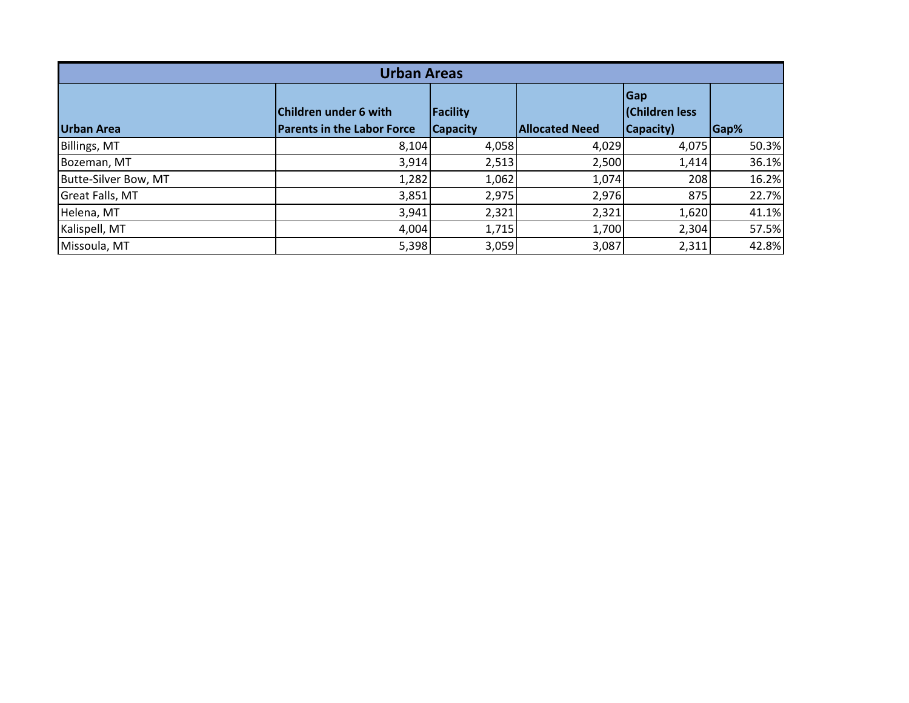| Urban Areas | | | | | |
|---|---|---|---|---|---|
| **Urban Area** | **Children under 6 with Parents in the Labor Force** | **Facility Capacity** | **Allocated Need** | **Gap (Children less Capacity)** | **Gap%** |
| Billings, MT | 8,104 | 4,058 | 4,029 | 4,075 | 50.3% |
| Bozeman, MT | 3,914 | 2,513 | 2,500 | 1,414 | 36.1% |
| Butte-Silver Bow, MT | 1,282 | 1,062 | 1,074 | 208 | 16.2% |
| Great Falls, MT | 3,851 | 2,975 | 2,976 | 875 | 22.7% |
| Helena, MT | 3,941 | 2,321 | 2,321 | 1,620 | 41.1% |
| Kalispell, MT | 4,004 | 1,715 | 1,700 | 2,304 | 57.5% |
| Missoula, MT | 5,398 | 3,059 | 3,087 | 2,311 | 42.8% |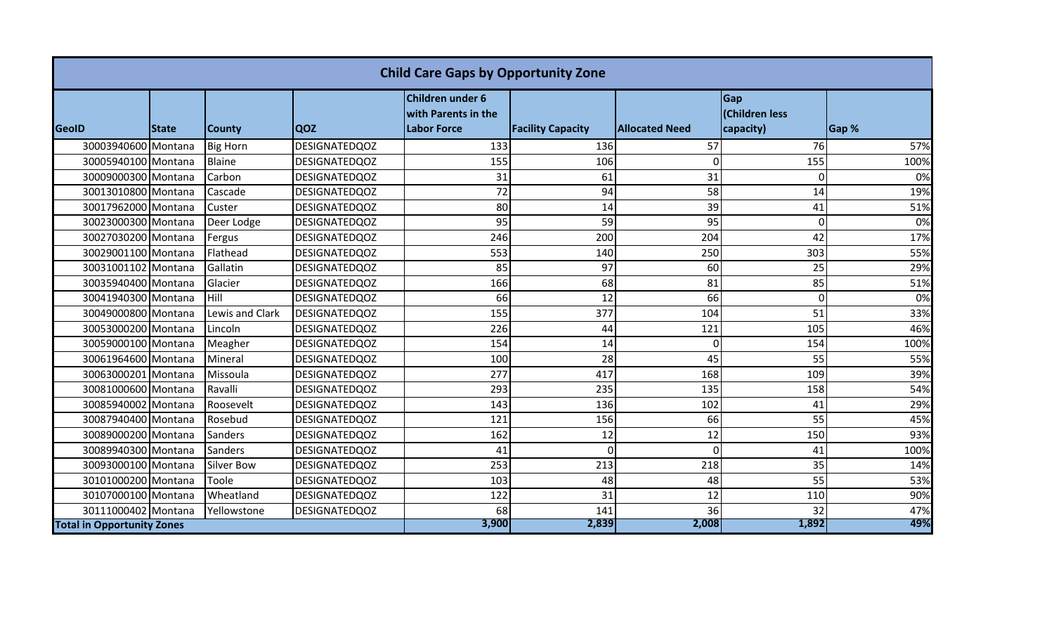## Child Care Gaps by Opportunity Zone

| GeoID | State | County | QOZ | Children under 6 with Parents in the Labor Force | Facility Capacity | Allocated Need | Gap (Children less capacity) | Gap % |
|---|---|---|---|---|---|---|---|---|
| 30003940600 | Montana | Big Horn | DESIGNATEDQOZ | 133 | 136 | 57 | 76 | 57% |
| 30005940100 | Montana | Blaine | DESIGNATEDQOZ | 155 | 106 | 0 | 155 | 100% |
| 30009000300 | Montana | Carbon | DESIGNATEDQOZ | 31 | 61 | 31 | 0 | 0% |
| 30013010800 | Montana | Cascade | DESIGNATEDQOZ | 72 | 94 | 58 | 14 | 19% |
| 30017962000 | Montana | Custer | DESIGNATEDQOZ | 80 | 14 | 39 | 41 | 51% |
| 30023000300 | Montana | Deer Lodge | DESIGNATEDQOZ | 95 | 59 | 95 | 0 | 0% |
| 30027030200 | Montana | Fergus | DESIGNATEDQOZ | 246 | 200 | 204 | 42 | 17% |
| 30029001100 | Montana | Flathead | DESIGNATEDQOZ | 553 | 140 | 250 | 303 | 55% |
| 30031001102 | Montana | Gallatin | DESIGNATEDQOZ | 85 | 97 | 60 | 25 | 29% |
| 30035940400 | Montana | Glacier | DESIGNATEDQOZ | 166 | 68 | 81 | 85 | 51% |
| 30041940300 | Montana | Hill | DESIGNATEDQOZ | 66 | 12 | 66 | 0 | 0% |
| 30049000800 | Montana | Lewis and Clark | DESIGNATEDQOZ | 155 | 377 | 104 | 51 | 33% |
| 30053000200 | Montana | Lincoln | DESIGNATEDQOZ | 226 | 44 | 121 | 105 | 46% |
| 30059000100 | Montana | Meagher | DESIGNATEDQOZ | 154 | 14 | 0 | 154 | 100% |
| 30061964600 | Montana | Mineral | DESIGNATEDQOZ | 100 | 28 | 45 | 55 | 55% |
| 30063000201 | Montana | Missoula | DESIGNATEDQOZ | 277 | 417 | 168 | 109 | 39% |
| 30081000600 | Montana | Ravalli | DESIGNATEDQOZ | 293 | 235 | 135 | 158 | 54% |
| 30085940002 | Montana | Roosevelt | DESIGNATEDQOZ | 143 | 136 | 102 | 41 | 29% |
| 30087940400 | Montana | Rosebud | DESIGNATEDQOZ | 121 | 156 | 66 | 55 | 45% |
| 30089000200 | Montana | Sanders | DESIGNATEDQOZ | 162 | 12 | 12 | 150 | 93% |
| 30089940300 | Montana | Sanders | DESIGNATEDQOZ | 41 | 0 | 0 | 41 | 100% |
| 30093000100 | Montana | Silver Bow | DESIGNATEDQOZ | 253 | 213 | 218 | 35 | 14% |
| 30101000200 | Montana | Toole | DESIGNATEDQOZ | 103 | 48 | 48 | 55 | 53% |
| 30107000100 | Montana | Wheatland | DESIGNATEDQOZ | 122 | 31 | 12 | 110 | 90% |
| 30111000402 | Montana | Yellowstone | DESIGNATEDQOZ | 68 | 141 | 36 | 32 | 47% |
| **Total in Opportunity Zones** | | | | **3,900** | **2,839** | **2,008** | **1,892** | **49%** |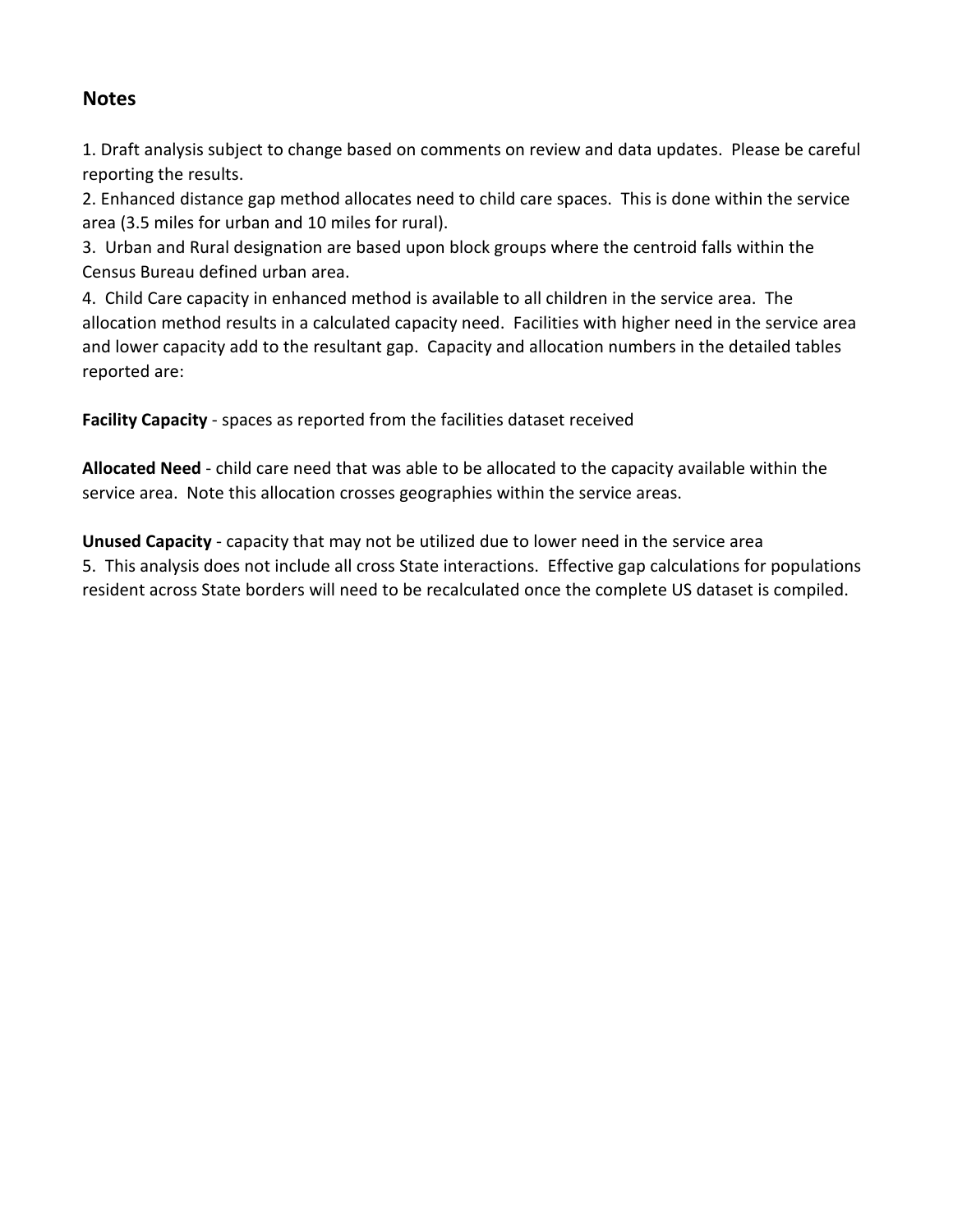## Notes

1. Draft analysis subject to change based on comments on review and data updates. Please be careful reporting the results.
2. Enhanced distance gap method allocates need to child care spaces. This is done within the service area (3.5 miles for urban and 10 miles for rural).
3. Urban and Rural designation are based upon block groups where the centroid falls within the Census Bureau defined urban area.
4. Child Care capacity in enhanced method is available to all children in the service area. The allocation method results in a calculated capacity need. Facilities with higher need in the service area and lower capacity add to the resultant gap. Capacity and allocation numbers in the detailed tables reported are:

**Facility Capacity** - spaces as reported from the facilities dataset received

**Allocated Need** - child care need that was able to be allocated to the capacity available within the service area. Note this allocation crosses geographies within the service areas.

**Unused Capacity** - capacity that may not be utilized due to lower need in the service area

5. This analysis does not include all cross State interactions. Effective gap calculations for populations resident across State borders will need to be recalculated once the complete US dataset is compiled.